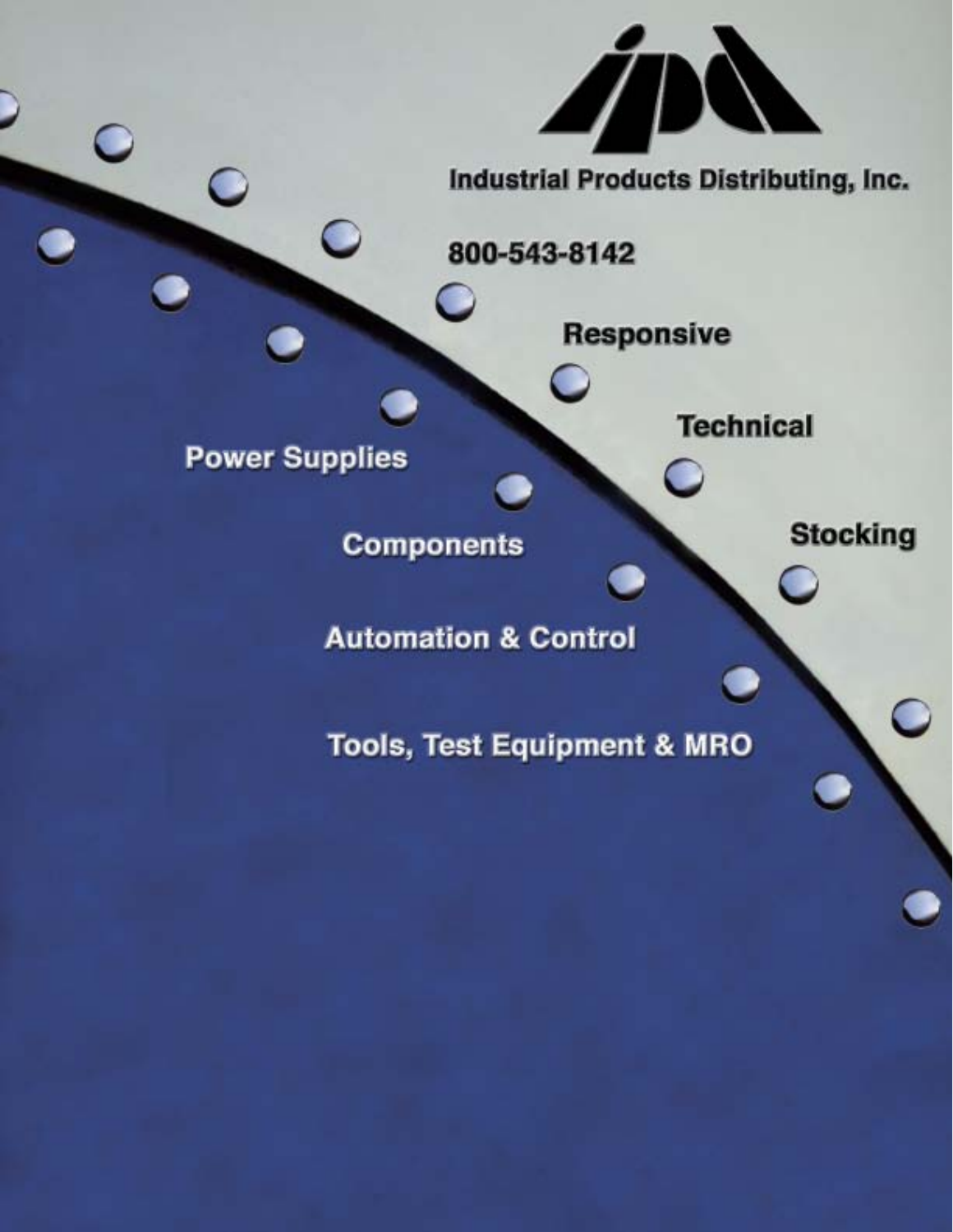# Industrial Products Distributing, Inc.

800-543-8142

Responsive

Technical

Stocking

Power Supplies

Components

Automation & Control

Tools, Test Equipment & MRO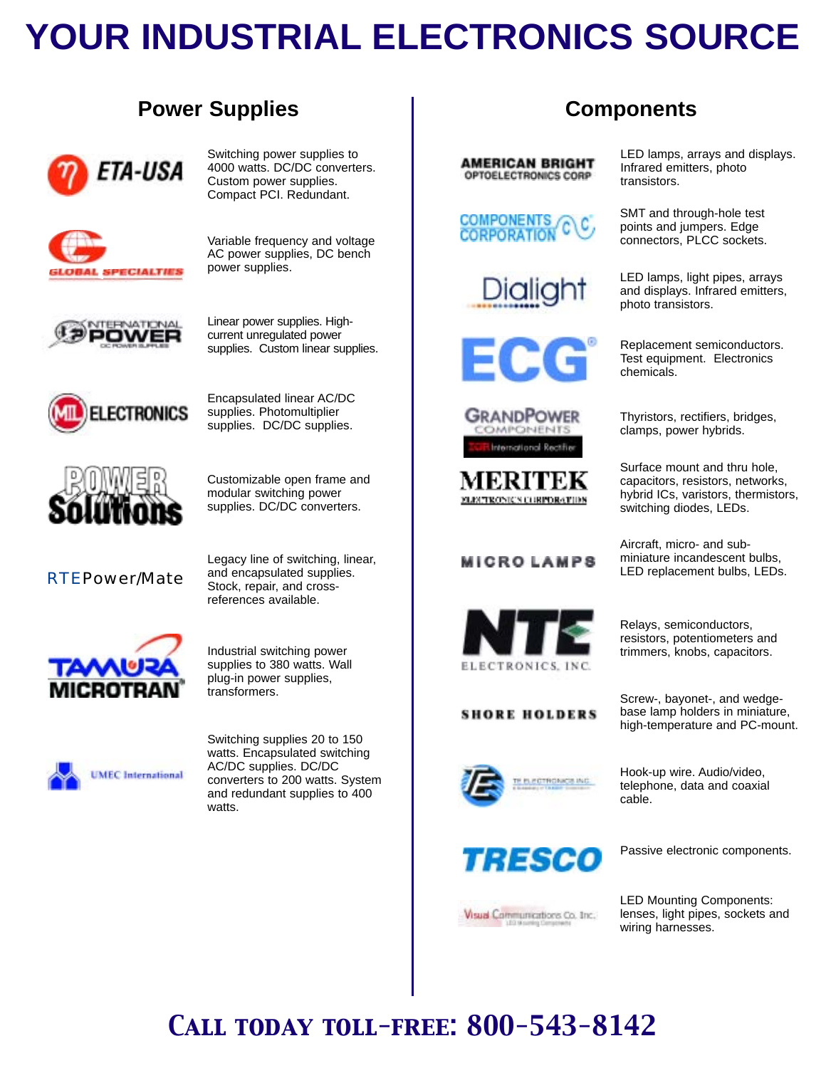# YOUR INDUSTRIAL ELECTRONICS SOURCE

## Power Supplies

**ETA-USA** — Switching power supplies to 4000 watts. DC/DC converters. Custom power supplies. Compact PCI. Redundant.

**GLOBAL SPECIALTIES** — Variable frequency and voltage AC power supplies, DC bench power supplies.

**INTERNATIONAL POWER** — Linear power supplies. High-current unregulated power supplies. Custom linear supplies.

**MIL ELECTRONICS** — Encapsulated linear AC/DC supplies. Photomultiplier supplies. DC/DC supplies.

**POWER Solutions** — Customizable open frame and modular switching power supplies. DC/DC converters.

**RTEPower/Mate** — Legacy line of switching, linear, and encapsulated supplies. Stock, repair, and cross-references available.

**TAMURA MICROTRAN** — Industrial switching power supplies to 380 watts. Wall plug-in power supplies, transformers.

**UMEC International** — Switching supplies 20 to 150 watts. Encapsulated switching AC/DC supplies. DC/DC converters to 200 watts. System and redundant supplies to 400 watts.

## Components

**AMERICAN BRIGHT OPTOELECTRONICS CORP** — LED lamps, arrays and displays. Infrared emitters, photo transistors.

**COMPONENTS CORPORATION** — SMT and through-hole test points and jumpers. Edge connectors, PLCC sockets.

**Dialight** — LED lamps, light pipes, arrays and displays. Infrared emitters, photo transistors.

**ECG** — Replacement semiconductors. Test equipment. Electronics chemicals.

**GRANDPOWER COMPONENTS / IR International Rectifier** — Thyristors, rectifiers, bridges, clamps, power hybrids.

**MERITEK ELECTRONICS CORPORATION** — Surface mount and thru hole, capacitors, resistors, networks, hybrid ICs, varistors, thermistors, switching diodes, LEDs.

**MICRO LAMPS** — Aircraft, micro- and sub-miniature incandescent bulbs, LED replacement bulbs, LEDs.

**NTE ELECTRONICS, INC.** — Relays, semiconductors, resistors, potentiometers and trimmers, knobs, capacitors.

**SHORE HOLDERS** — Screw-, bayonet-, and wedge-base lamp holders in miniature, high-temperature and PC-mount.

**TE ELECTRONICS INC.** — Hook-up wire. Audio/video, telephone, data and coaxial cable.

**TRESCO** — Passive electronic components.

**Visual Communications Co. Inc.** — LED Mounting Components: lenses, light pipes, sockets and wiring harnesses.

**CALL TODAY TOLL-FREE: 800-543-8142**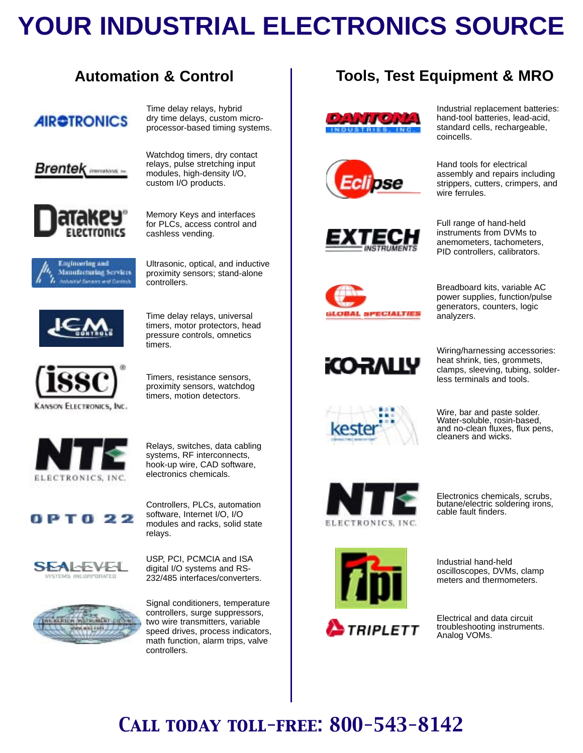# YOUR INDUSTRIAL ELECTRONICS SOURCE

## Automation & Control

**AIROTRONICS** — Time delay relays, hybrid dry time delays, custom micro-processor-based timing systems.

**Brentek International, Inc.** — Watchdog timers, dry contact relays, pulse stretching input modules, high-density I/O, custom I/O products.

**Datakey Electronics** — Memory Keys and interfaces for PLCs, access control and cashless vending.

**Engineering and Manufacturing Services** — Ultrasonic, optical, and inductive proximity sensors; stand-alone controllers.

**ICM Controls** — Time delay relays, universal timers, motor protectors, head pressure controls, omnetics timers.

**ISSC Kanson Electronics, Inc.** — Timers, resistance sensors, proximity sensors, watchdog timers, motion detectors.

**NTE Electronics, Inc.** — Relays, switches, data cabling systems, RF interconnects, hook-up wire, CAD software, electronics chemicals.

**OPTO 22** — Controllers, PLCs, automation software, Internet I/O, I/O modules and racks, solid state relays.

**Sealevel Systems Incorporated** — USP, PCI, PCMCIA and ISA digital I/O systems and RS-232/485 interfaces/converters.

**Wickerson Instrument Co., Inc.** — Signal conditioners, temperature controllers, surge suppressors, two wire transmitters, variable speed drives, process indicators, math function, alarm trips, valve controllers.

## Tools, Test Equipment & MRO

**Dantona Industries, Inc.** — Industrial replacement batteries: hand-tool batteries, lead-acid, standard cells, rechargeable, coincells.

**Eclipse** — Hand tools for electrical assembly and repairs including strippers, cutters, crimpers, and wire ferrules.

**Extech Instruments** — Full range of hand-held instruments from DVMs to anemometers, tachometers, PID controllers, calibrators.

**Global Specialties** — Breadboard kits, variable AC power supplies, function/pulse generators, counters, logic analyzers.

**Ko-Rally** — Wiring/harnessing accessories: heat shrink, ties, grommets, clamps, sleeving, tubing, solder-less terminals and tools.

**Kester** — Wire, bar and paste solder. Water-soluble, rosin-based, and no-clean fluxes, flux pens, cleaners and wicks.

**NTE Electronics, Inc.** — Electronics chemicals, scrubs, butane/electric soldering irons, cable fault finders.

**Tpi** — Industrial hand-held oscilloscopes, DVMs, clamp meters and thermometers.

**Triplett** — Electrical and data circuit troubleshooting instruments. Analog VOMs.

**CALL TODAY TOLL-FREE: 800-543-8142**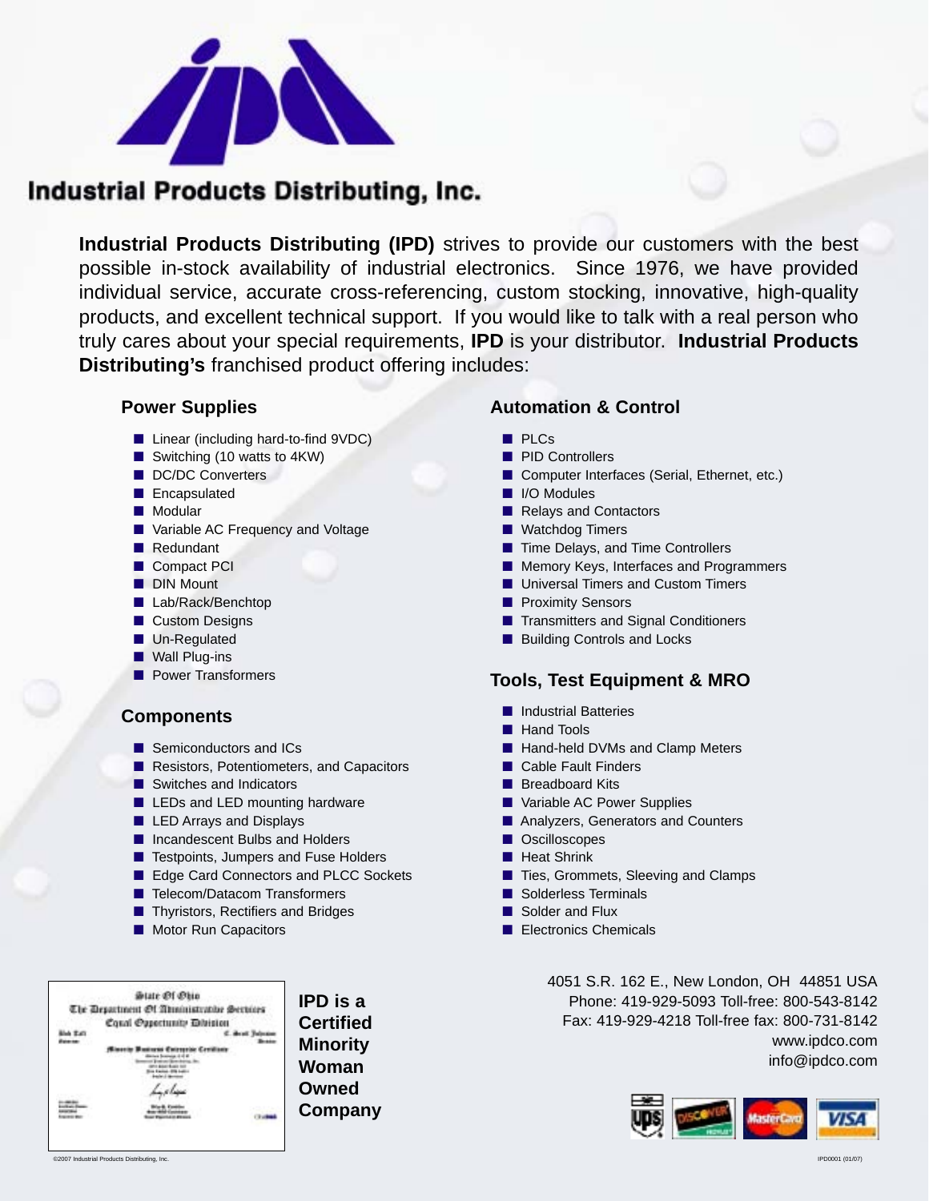# Industrial Products Distributing, Inc.

**Industrial Products Distributing (IPD)** strives to provide our customers with the best possible in-stock availability of industrial electronics. Since 1976, we have provided individual service, accurate cross-referencing, custom stocking, innovative, high-quality products, and excellent technical support. If you would like to talk with a real person who truly cares about your special requirements, **IPD** is your distributor. **Industrial Products Distributing's** franchised product offering includes:

## Power Supplies

- Linear (including hard-to-find 9VDC)
- Switching (10 watts to 4KW)
- DC/DC Converters
- Encapsulated
- Modular
- Variable AC Frequency and Voltage
- Redundant
- Compact PCI
- DIN Mount
- Lab/Rack/Benchtop
- Custom Designs
- Un-Regulated
- Wall Plug-ins
- Power Transformers

## Components

- Semiconductors and ICs
- Resistors, Potentiometers, and Capacitors
- Switches and Indicators
- LEDs and LED mounting hardware
- LED Arrays and Displays
- Incandescent Bulbs and Holders
- Testpoints, Jumpers and Fuse Holders
- Edge Card Connectors and PLCC Sockets
- Telecom/Datacom Transformers
- Thyristors, Rectifiers and Bridges
- Motor Run Capacitors

## Automation & Control

- PLCs
- PID Controllers
- Computer Interfaces (Serial, Ethernet, etc.)
- I/O Modules
- Relays and Contactors
- Watchdog Timers
- Time Delays, and Time Controllers
- Memory Keys, Interfaces and Programmers
- Universal Timers and Custom Timers
- Proximity Sensors
- Transmitters and Signal Conditioners
- Building Controls and Locks

## Tools, Test Equipment & MRO

- Industrial Batteries
- Hand Tools
- Hand-held DVMs and Clamp Meters
- Cable Fault Finders
- Breadboard Kits
- Variable AC Power Supplies
- Analyzers, Generators and Counters
- Oscilloscopes
- Heat Shrink
- Ties, Grommets, Sleeving and Clamps
- Solderless Terminals
- Solder and Flux
- Electronics Chemicals

State Of Ohio
The Department Of Administrative Services
Equal Opportunity Division

**IPD is a Certified Minority Woman Owned Company**

4051 S.R. 162 E., New London, OH 44851 USA
Phone: 419-929-5093 Toll-free: 800-543-8142
Fax: 419-929-4218 Toll-free fax: 800-731-8142
www.ipdco.com
info@ipdco.com

©2007 Industrial Products Distributing, Inc.

IPD0001 (01/07)